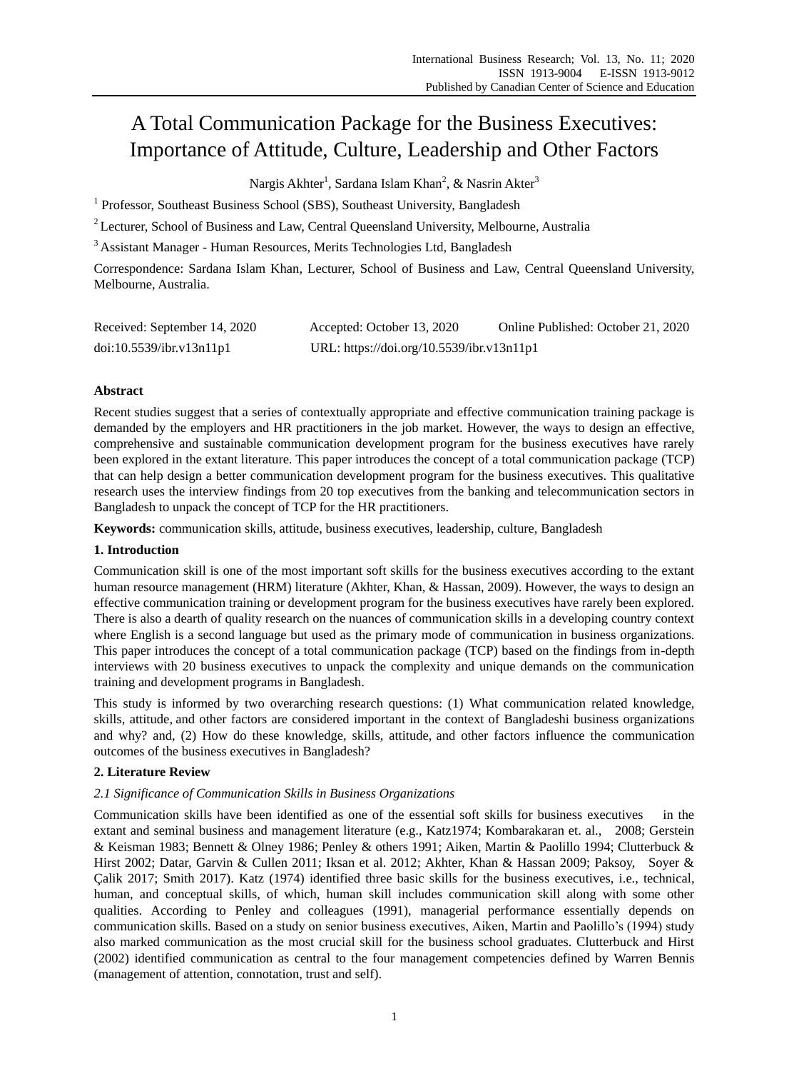# A Total Communication Package for the Business Executives: Importance of Attitude, Culture, Leadership and Other Factors

Nargis Akhter[1], Sardana Islam Khan[2], & Nasrin Akter[3]

[1] Professor, Southeast Business School (SBS), Southeast University, Bangladesh

[2] Lecturer, School of Business and Law, Central Queensland University, Melbourne, Australia

[3] Assistant Manager - Human Resources, Merits Technologies Ltd, Bangladesh

Correspondence: Sardana Islam Khan, Lecturer, School of Business and Law, Central Queensland University, Melbourne, Australia.

Received: September 14, 2020  Accepted: October 13, 2020  Online Published: October 21, 2020

doi:10.5539/ibr.v13n11p1  URL: https://doi.org/10.5539/ibr.v13n11p1

**Abstract**

Recent studies suggest that a series of contextually appropriate and effective communication training package is demanded by the employers and HR practitioners in the job market. However, the ways to design an effective, comprehensive and sustainable communication development program for the business executives have rarely been explored in the extant literature. This paper introduces the concept of a total communication package (TCP) that can help design a better communication development program for the business executives. This qualitative research uses the interview findings from 20 top executives from the banking and telecommunication sectors in Bangladesh to unpack the concept of TCP for the HR practitioners.

**Keywords:** communication skills, attitude, business executives, leadership, culture, Bangladesh

## 1. Introduction

Communication skill is one of the most important soft skills for the business executives according to the extant human resource management (HRM) literature (Akhter, Khan, & Hassan, 2009). However, the ways to design an effective communication training or development program for the business executives have rarely been explored. There is also a dearth of quality research on the nuances of communication skills in a developing country context where English is a second language but used as the primary mode of communication in business organizations. This paper introduces the concept of a total communication package (TCP) based on the findings from in-depth interviews with 20 business executives to unpack the complexity and unique demands on the communication training and development programs in Bangladesh.

This study is informed by two overarching research questions: (1) What communication related knowledge, skills, attitude, and other factors are considered important in the context of Bangladeshi business organizations and why? and, (2) How do these knowledge, skills, attitude, and other factors influence the communication outcomes of the business executives in Bangladesh?

## 2. Literature Review

### *2.1 Significance of Communication Skills in Business Organizations*

Communication skills have been identified as one of the essential soft skills for business executives in the extant and seminal business and management literature (e.g., Katz1974; Kombarakaran et. al., 2008; Gerstein & Keisman 1983; Bennett & Olney 1986; Penley & others 1991; Aiken, Martin & Paolillo 1994; Clutterbuck & Hirst 2002; Datar, Garvin & Cullen 2011; Iksan et al. 2012; Akhter, Khan & Hassan 2009; Paksoy, Soyer & Çalik 2017; Smith 2017). Katz (1974) identified three basic skills for the business executives, i.e., technical, human, and conceptual skills, of which, human skill includes communication skill along with some other qualities. According to Penley and colleagues (1991), managerial performance essentially depends on communication skills. Based on a study on senior business executives, Aiken, Martin and Paolillo's (1994) study also marked communication as the most crucial skill for the business school graduates. Clutterbuck and Hirst (2002) identified communication as central to the four management competencies defined by Warren Bennis (management of attention, connotation, trust and self).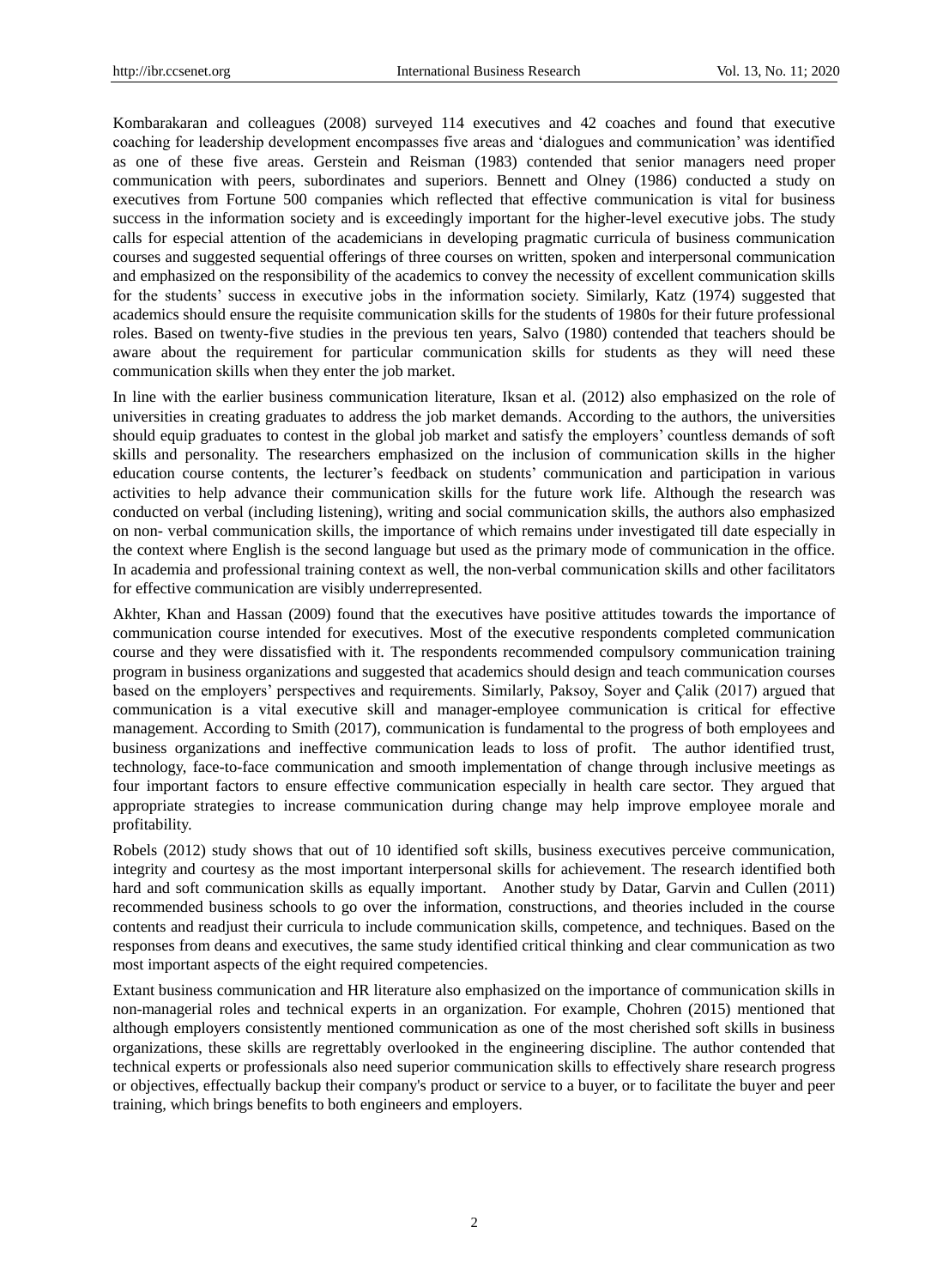Kombarakaran and colleagues (2008) surveyed 114 executives and 42 coaches and found that executive coaching for leadership development encompasses five areas and 'dialogues and communication' was identified as one of these five areas. Gerstein and Reisman (1983) contended that senior managers need proper communication with peers, subordinates and superiors. Bennett and Olney (1986) conducted a study on executives from Fortune 500 companies which reflected that effective communication is vital for business success in the information society and is exceedingly important for the higher-level executive jobs. The study calls for especial attention of the academicians in developing pragmatic curricula of business communication courses and suggested sequential offerings of three courses on written, spoken and interpersonal communication and emphasized on the responsibility of the academics to convey the necessity of excellent communication skills for the students' success in executive jobs in the information society. Similarly, Katz (1974) suggested that academics should ensure the requisite communication skills for the students of 1980s for their future professional roles. Based on twenty-five studies in the previous ten years, Salvo (1980) contended that teachers should be aware about the requirement for particular communication skills for students as they will need these communication skills when they enter the job market.

In line with the earlier business communication literature, Iksan et al. (2012) also emphasized on the role of universities in creating graduates to address the job market demands. According to the authors, the universities should equip graduates to contest in the global job market and satisfy the employers' countless demands of soft skills and personality. The researchers emphasized on the inclusion of communication skills in the higher education course contents, the lecturer's feedback on students' communication and participation in various activities to help advance their communication skills for the future work life. Although the research was conducted on verbal (including listening), writing and social communication skills, the authors also emphasized on non- verbal communication skills, the importance of which remains under investigated till date especially in the context where English is the second language but used as the primary mode of communication in the office. In academia and professional training context as well, the non-verbal communication skills and other facilitators for effective communication are visibly underrepresented.

Akhter, Khan and Hassan (2009) found that the executives have positive attitudes towards the importance of communication course intended for executives. Most of the executive respondents completed communication course and they were dissatisfied with it. The respondents recommended compulsory communication training program in business organizations and suggested that academics should design and teach communication courses based on the employers' perspectives and requirements. Similarly, Paksoy, Soyer and Çalik (2017) argued that communication is a vital executive skill and manager-employee communication is critical for effective management. According to Smith (2017), communication is fundamental to the progress of both employees and business organizations and ineffective communication leads to loss of profit. The author identified trust, technology, face-to-face communication and smooth implementation of change through inclusive meetings as four important factors to ensure effective communication especially in health care sector. They argued that appropriate strategies to increase communication during change may help improve employee morale and profitability.

Robels (2012) study shows that out of 10 identified soft skills, business executives perceive communication, integrity and courtesy as the most important interpersonal skills for achievement. The research identified both hard and soft communication skills as equally important. Another study by Datar, Garvin and Cullen (2011) recommended business schools to go over the information, constructions, and theories included in the course contents and readjust their curricula to include communication skills, competence, and techniques. Based on the responses from deans and executives, the same study identified critical thinking and clear communication as two most important aspects of the eight required competencies.

Extant business communication and HR literature also emphasized on the importance of communication skills in non-managerial roles and technical experts in an organization. For example, Chohren (2015) mentioned that although employers consistently mentioned communication as one of the most cherished soft skills in business organizations, these skills are regrettably overlooked in the engineering discipline. The author contended that technical experts or professionals also need superior communication skills to effectively share research progress or objectives, effectually backup their company's product or service to a buyer, or to facilitate the buyer and peer training, which brings benefits to both engineers and employers.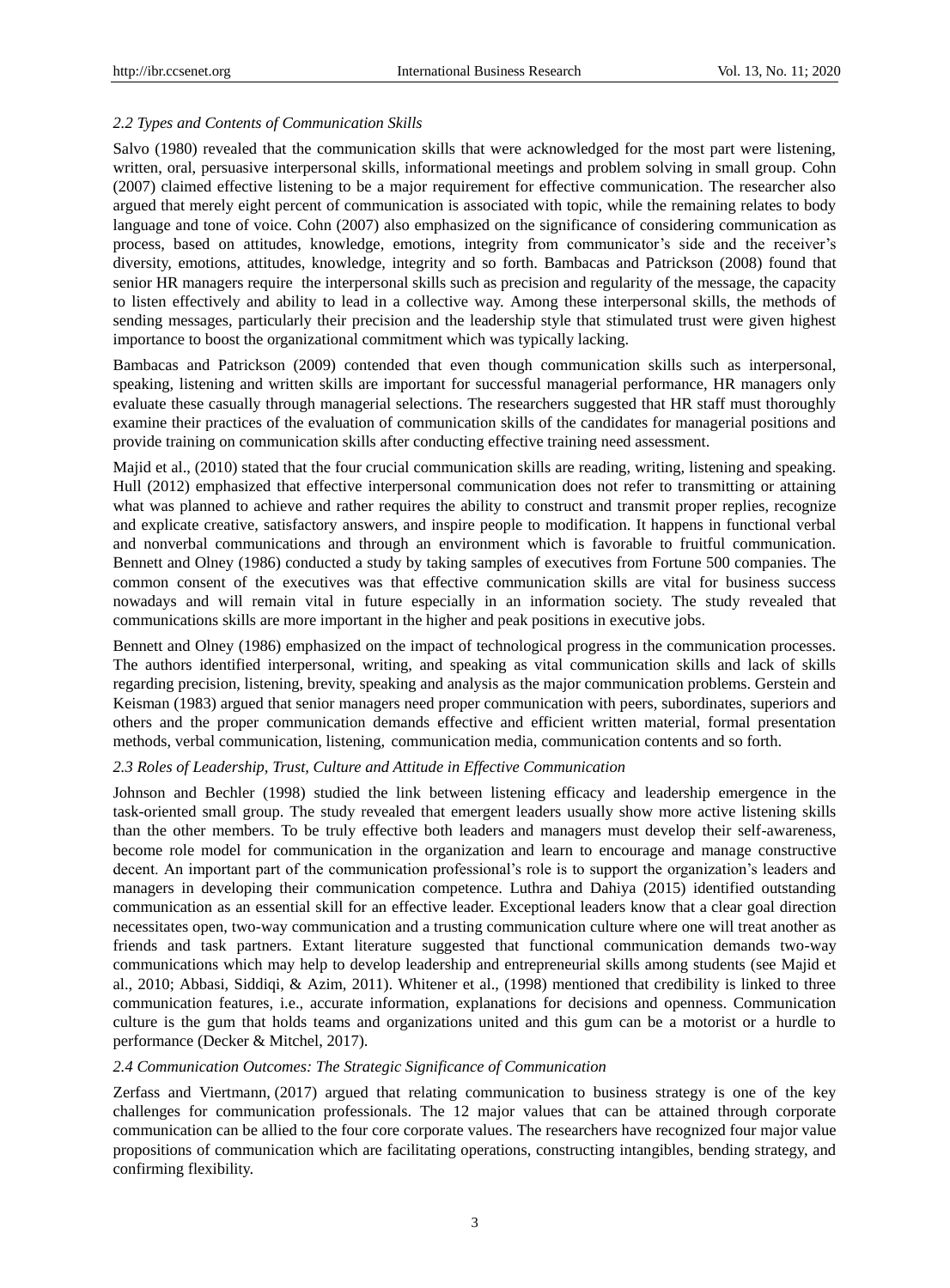### *2.2 Types and Contents of Communication Skills*

Salvo (1980) revealed that the communication skills that were acknowledged for the most part were listening, written, oral, persuasive interpersonal skills, informational meetings and problem solving in small group. Cohn (2007) claimed effective listening to be a major requirement for effective communication. The researcher also argued that merely eight percent of communication is associated with topic, while the remaining relates to body language and tone of voice. Cohn (2007) also emphasized on the significance of considering communication as process, based on attitudes, knowledge, emotions, integrity from communicator's side and the receiver's diversity, emotions, attitudes, knowledge, integrity and so forth. Bambacas and Patrickson (2008) found that senior HR managers require the interpersonal skills such as precision and regularity of the message, the capacity to listen effectively and ability to lead in a collective way. Among these interpersonal skills, the methods of sending messages, particularly their precision and the leadership style that stimulated trust were given highest importance to boost the organizational commitment which was typically lacking.

Bambacas and Patrickson (2009) contended that even though communication skills such as interpersonal, speaking, listening and written skills are important for successful managerial performance, HR managers only evaluate these casually through managerial selections. The researchers suggested that HR staff must thoroughly examine their practices of the evaluation of communication skills of the candidates for managerial positions and provide training on communication skills after conducting effective training need assessment.

Majid et al., (2010) stated that the four crucial communication skills are reading, writing, listening and speaking. Hull (2012) emphasized that effective interpersonal communication does not refer to transmitting or attaining what was planned to achieve and rather requires the ability to construct and transmit proper replies, recognize and explicate creative, satisfactory answers, and inspire people to modification. It happens in functional verbal and nonverbal communications and through an environment which is favorable to fruitful communication. Bennett and Olney (1986) conducted a study by taking samples of executives from Fortune 500 companies. The common consent of the executives was that effective communication skills are vital for business success nowadays and will remain vital in future especially in an information society. The study revealed that communications skills are more important in the higher and peak positions in executive jobs.

Bennett and Olney (1986) emphasized on the impact of technological progress in the communication processes. The authors identified interpersonal, writing, and speaking as vital communication skills and lack of skills regarding precision, listening, brevity, speaking and analysis as the major communication problems. Gerstein and Keisman (1983) argued that senior managers need proper communication with peers, subordinates, superiors and others and the proper communication demands effective and efficient written material, formal presentation methods, verbal communication, listening, communication media, communication contents and so forth.

### *2.3 Roles of Leadership, Trust, Culture and Attitude in Effective Communication*

Johnson and Bechler (1998) studied the link between listening efficacy and leadership emergence in the task-oriented small group. The study revealed that emergent leaders usually show more active listening skills than the other members. To be truly effective both leaders and managers must develop their self-awareness, become role model for communication in the organization and learn to encourage and manage constructive decent. An important part of the communication professional's role is to support the organization's leaders and managers in developing their communication competence. Luthra and Dahiya (2015) identified outstanding communication as an essential skill for an effective leader. Exceptional leaders know that a clear goal direction necessitates open, two-way communication and a trusting communication culture where one will treat another as friends and task partners. Extant literature suggested that functional communication demands two-way communications which may help to develop leadership and entrepreneurial skills among students (see Majid et al., 2010; Abbasi, Siddiqi, & Azim, 2011). Whitener et al., (1998) mentioned that credibility is linked to three communication features, i.e., accurate information, explanations for decisions and openness. Communication culture is the gum that holds teams and organizations united and this gum can be a motorist or a hurdle to performance (Decker & Mitchel, 2017).

### *2.4 Communication Outcomes: The Strategic Significance of Communication*

Zerfass and Viertmann, (2017) argued that relating communication to business strategy is one of the key challenges for communication professionals. The 12 major values that can be attained through corporate communication can be allied to the four core corporate values. The researchers have recognized four major value propositions of communication which are facilitating operations, constructing intangibles, bending strategy, and confirming flexibility.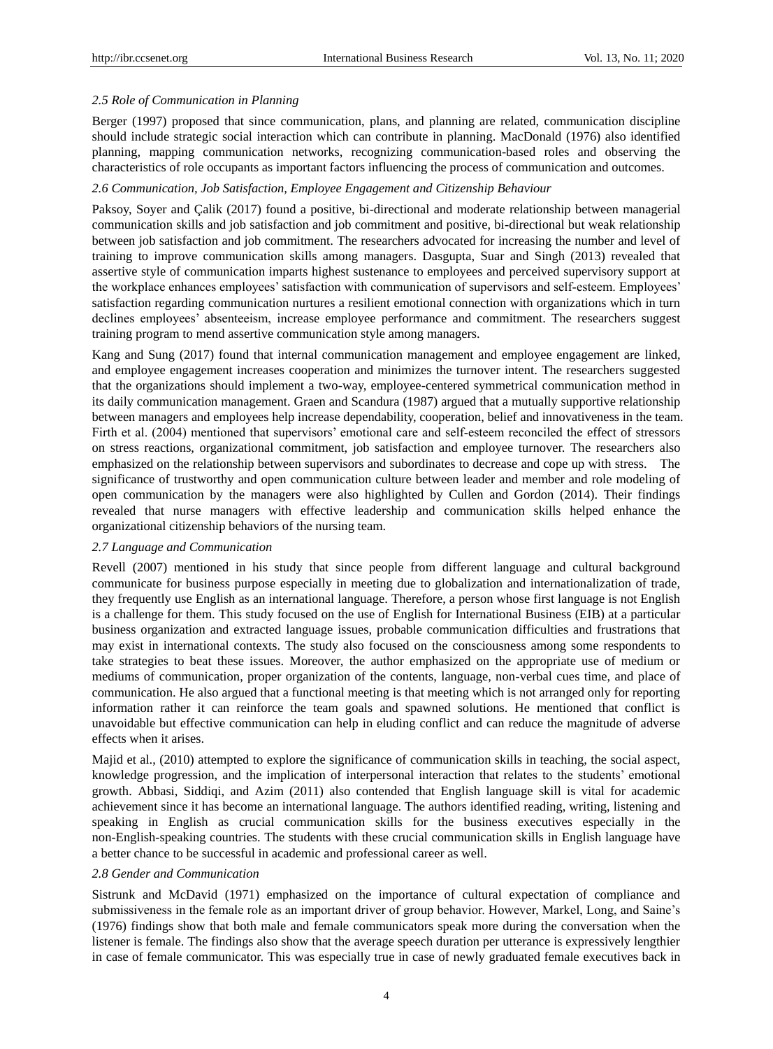### *2.5 Role of Communication in Planning*

Berger (1997) proposed that since communication, plans, and planning are related, communication discipline should include strategic social interaction which can contribute in planning. MacDonald (1976) also identified planning, mapping communication networks, recognizing communication-based roles and observing the characteristics of role occupants as important factors influencing the process of communication and outcomes.

### *2.6 Communication, Job Satisfaction, Employee Engagement and Citizenship Behaviour*

Paksoy, Soyer and Çalik (2017) found a positive, bi-directional and moderate relationship between managerial communication skills and job satisfaction and job commitment and positive, bi-directional but weak relationship between job satisfaction and job commitment. The researchers advocated for increasing the number and level of training to improve communication skills among managers. Dasgupta, Suar and Singh (2013) revealed that assertive style of communication imparts highest sustenance to employees and perceived supervisory support at the workplace enhances employees' satisfaction with communication of supervisors and self-esteem. Employees' satisfaction regarding communication nurtures a resilient emotional connection with organizations which in turn declines employees' absenteeism, increase employee performance and commitment. The researchers suggest training program to mend assertive communication style among managers.

Kang and Sung (2017) found that internal communication management and employee engagement are linked, and employee engagement increases cooperation and minimizes the turnover intent. The researchers suggested that the organizations should implement a two-way, employee-centered symmetrical communication method in its daily communication management. Graen and Scandura (1987) argued that a mutually supportive relationship between managers and employees help increase dependability, cooperation, belief and innovativeness in the team. Firth et al. (2004) mentioned that supervisors' emotional care and self-esteem reconciled the effect of stressors on stress reactions, organizational commitment, job satisfaction and employee turnover. The researchers also emphasized on the relationship between supervisors and subordinates to decrease and cope up with stress. The significance of trustworthy and open communication culture between leader and member and role modeling of open communication by the managers were also highlighted by Cullen and Gordon (2014). Their findings revealed that nurse managers with effective leadership and communication skills helped enhance the organizational citizenship behaviors of the nursing team.

### *2.7 Language and Communication*

Revell (2007) mentioned in his study that since people from different language and cultural background communicate for business purpose especially in meeting due to globalization and internationalization of trade, they frequently use English as an international language. Therefore, a person whose first language is not English is a challenge for them. This study focused on the use of English for International Business (EIB) at a particular business organization and extracted language issues, probable communication difficulties and frustrations that may exist in international contexts. The study also focused on the consciousness among some respondents to take strategies to beat these issues. Moreover, the author emphasized on the appropriate use of medium or mediums of communication, proper organization of the contents, language, non-verbal cues time, and place of communication. He also argued that a functional meeting is that meeting which is not arranged only for reporting information rather it can reinforce the team goals and spawned solutions. He mentioned that conflict is unavoidable but effective communication can help in eluding conflict and can reduce the magnitude of adverse effects when it arises.

Majid et al., (2010) attempted to explore the significance of communication skills in teaching, the social aspect, knowledge progression, and the implication of interpersonal interaction that relates to the students' emotional growth. Abbasi, Siddiqi, and Azim (2011) also contended that English language skill is vital for academic achievement since it has become an international language. The authors identified reading, writing, listening and speaking in English as crucial communication skills for the business executives especially in the non-English-speaking countries. The students with these crucial communication skills in English language have a better chance to be successful in academic and professional career as well.

### *2.8 Gender and Communication*

Sistrunk and McDavid (1971) emphasized on the importance of cultural expectation of compliance and submissiveness in the female role as an important driver of group behavior. However, Markel, Long, and Saine's (1976) findings show that both male and female communicators speak more during the conversation when the listener is female. The findings also show that the average speech duration per utterance is expressively lengthier in case of female communicator. This was especially true in case of newly graduated female executives back in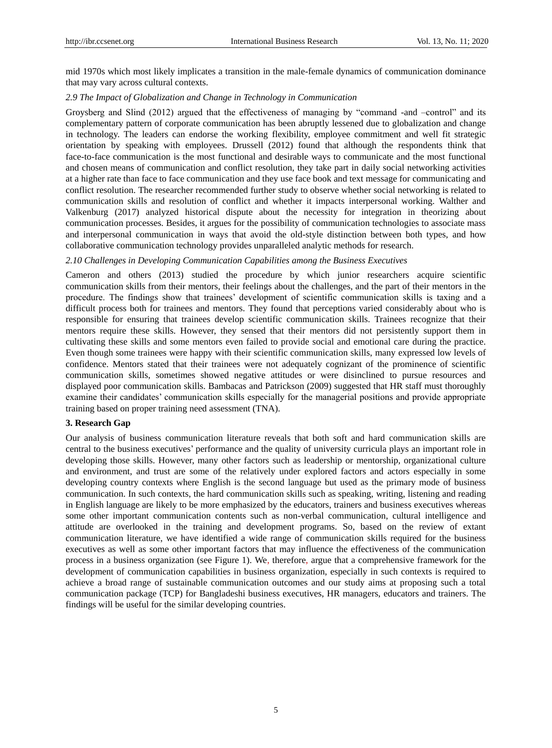mid 1970s which most likely implicates a transition in the male-female dynamics of communication dominance that may vary across cultural contexts.

### *2.9 The Impact of Globalization and Change in Technology in Communication*

Groysberg and Slind (2012) argued that the effectiveness of managing by "command -and –control" and its complementary pattern of corporate communication has been abruptly lessened due to globalization and change in technology. The leaders can endorse the working flexibility, employee commitment and well fit strategic orientation by speaking with employees. Drussell (2012) found that although the respondents think that face-to-face communication is the most functional and desirable ways to communicate and the most functional and chosen means of communication and conflict resolution, they take part in daily social networking activities at a higher rate than face to face communication and they use face book and text message for communicating and conflict resolution. The researcher recommended further study to observe whether social networking is related to communication skills and resolution of conflict and whether it impacts interpersonal working. Walther and Valkenburg (2017) analyzed historical dispute about the necessity for integration in theorizing about communication processes. Besides, it argues for the possibility of communication technologies to associate mass and interpersonal communication in ways that avoid the old-style distinction between both types, and how collaborative communication technology provides unparalleled analytic methods for research.

### *2.10 Challenges in Developing Communication Capabilities among the Business Executives*

Cameron and others (2013) studied the procedure by which junior researchers acquire scientific communication skills from their mentors, their feelings about the challenges, and the part of their mentors in the procedure. The findings show that trainees' development of scientific communication skills is taxing and a difficult process both for trainees and mentors. They found that perceptions varied considerably about who is responsible for ensuring that trainees develop scientific communication skills. Trainees recognize that their mentors require these skills. However, they sensed that their mentors did not persistently support them in cultivating these skills and some mentors even failed to provide social and emotional care during the practice. Even though some trainees were happy with their scientific communication skills, many expressed low levels of confidence. Mentors stated that their trainees were not adequately cognizant of the prominence of scientific communication skills, sometimes showed negative attitudes or were disinclined to pursue resources and displayed poor communication skills. Bambacas and Patrickson (2009) suggested that HR staff must thoroughly examine their candidates' communication skills especially for the managerial positions and provide appropriate training based on proper training need assessment (TNA).

## **3. Research Gap**

Our analysis of business communication literature reveals that both soft and hard communication skills are central to the business executives' performance and the quality of university curricula plays an important role in developing those skills. However, many other factors such as leadership or mentorship, organizational culture and environment, and trust are some of the relatively under explored factors and actors especially in some developing country contexts where English is the second language but used as the primary mode of business communication. In such contexts, the hard communication skills such as speaking, writing, listening and reading in English language are likely to be more emphasized by the educators, trainers and business executives whereas some other important communication contents such as non-verbal communication, cultural intelligence and attitude are overlooked in the training and development programs. So, based on the review of extant communication literature, we have identified a wide range of communication skills required for the business executives as well as some other important factors that may influence the effectiveness of the communication process in a business organization (see Figure 1). We, therefore, argue that a comprehensive framework for the development of communication capabilities in business organization, especially in such contexts is required to achieve a broad range of sustainable communication outcomes and our study aims at proposing such a total communication package (TCP) for Bangladeshi business executives, HR managers, educators and trainers. The findings will be useful for the similar developing countries.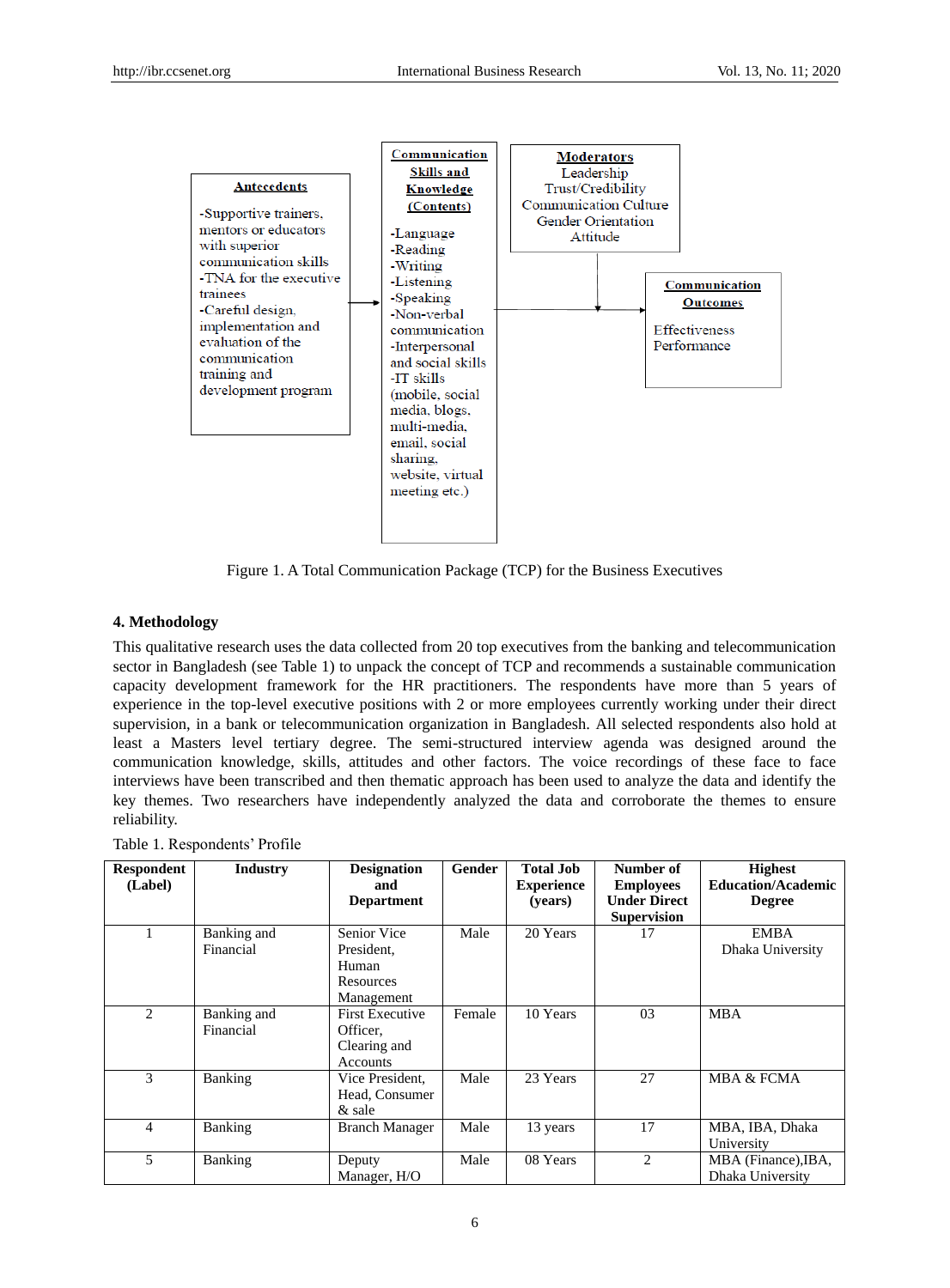**Antecedents**

-Supportive trainers, mentors or educators with superior communication skills
-TNA for the executive trainees
-Careful design, implementation and evaluation of the communication training and development program

**Communication Skills and Knowledge (Contents)**

-Language
-Reading
-Writing
-Listening
-Speaking
-Non-verbal communication
-Interpersonal and social skills
-IT skills (mobile, social media, blogs, multi-media, email, social sharing, website, virtual meeting etc.)

**Moderators**

Leadership
Trust/Credibility
Communication Culture
Gender Orientation
Attitude

**Communication Outcomes**

Effectiveness
Performance

Figure 1. A Total Communication Package (TCP) for the Business Executives

## 4. Methodology

This qualitative research uses the data collected from 20 top executives from the banking and telecommunication sector in Bangladesh (see Table 1) to unpack the concept of TCP and recommends a sustainable communication capacity development framework for the HR practitioners. The respondents have more than 5 years of experience in the top-level executive positions with 2 or more employees currently working under their direct supervision, in a bank or telecommunication organization in Bangladesh. All selected respondents also hold at least a Masters level tertiary degree. The semi-structured interview agenda was designed around the communication knowledge, skills, attitudes and other factors. The voice recordings of these face to face interviews have been transcribed and then thematic approach has been used to analyze the data and identify the key themes. Two researchers have independently analyzed the data and corroborate the themes to ensure reliability.

Table 1. Respondents' Profile

| Respondent (Label) | Industry | Designation and Department | Gender | Total Job Experience (years) | Number of Employees Under Direct Supervision | Highest Education/Academic Degree |
|---|---|---|---|---|---|---|
| 1 | Banking and Financial | Senior Vice President, Human Resources Management | Male | 20 Years | 17 | EMBA Dhaka University |
| 2 | Banking and Financial | First Executive Officer, Clearing and Accounts | Female | 10 Years | 03 | MBA |
| 3 | Banking | Vice President, Head, Consumer & sale | Male | 23 Years | 27 | MBA & FCMA |
| 4 | Banking | Branch Manager | Male | 13 years | 17 | MBA, IBA, Dhaka University |
| 5 | Banking | Deputy Manager, H/O | Male | 08 Years | 2 | MBA (Finance),IBA, Dhaka University |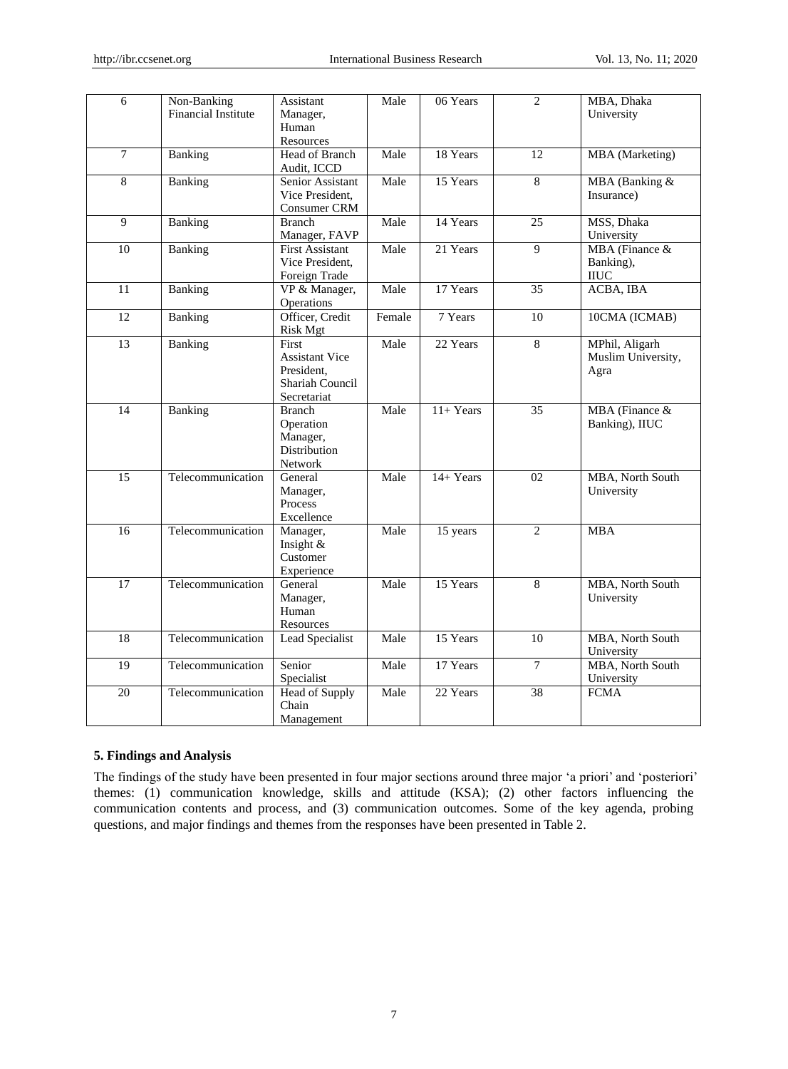| 6 | Non-Banking Financial Institute | Assistant Manager, Human Resources | Male | 06 Years | 2 | MBA, Dhaka University |
|---|---|---|---|---|---|---|
| 7 | Banking | Head of Branch Audit, ICCD | Male | 18 Years | 12 | MBA (Marketing) |
| 8 | Banking | Senior Assistant Vice President, Consumer CRM | Male | 15 Years | 8 | MBA (Banking & Insurance) |
| 9 | Banking | Branch Manager, FAVP | Male | 14 Years | 25 | MSS, Dhaka University |
| 10 | Banking | First Assistant Vice President, Foreign Trade | Male | 21 Years | 9 | MBA (Finance & Banking), IIUC |
| 11 | Banking | VP & Manager, Operations | Male | 17 Years | 35 | ACBA, IBA |
| 12 | Banking | Officer, Credit Risk Mgt | Female | 7 Years | 10 | 10CMA (ICMAB) |
| 13 | Banking | First Assistant Vice President, Shariah Council Secretariat | Male | 22 Years | 8 | MPhil, Aligarh Muslim University, Agra |
| 14 | Banking | Branch Operation Manager, Distribution Network | Male | 11+ Years | 35 | MBA (Finance & Banking), IIUC |
| 15 | Telecommunication | General Manager, Process Excellence | Male | 14+ Years | 02 | MBA, North South University |
| 16 | Telecommunication | Manager, Insight & Customer Experience | Male | 15 years | 2 | MBA |
| 17 | Telecommunication | General Manager, Human Resources | Male | 15 Years | 8 | MBA, North South University |
| 18 | Telecommunication | Lead Specialist | Male | 15 Years | 10 | MBA, North South University |
| 19 | Telecommunication | Senior Specialist | Male | 17 Years | 7 | MBA, North South University |
| 20 | Telecommunication | Head of Supply Chain Management | Male | 22 Years | 38 | FCMA |

### 5. Findings and Analysis

The findings of the study have been presented in four major sections around three major 'a priori' and 'posteriori' themes: (1) communication knowledge, skills and attitude (KSA); (2) other factors influencing the communication contents and process, and (3) communication outcomes. Some of the key agenda, probing questions, and major findings and themes from the responses have been presented in Table 2.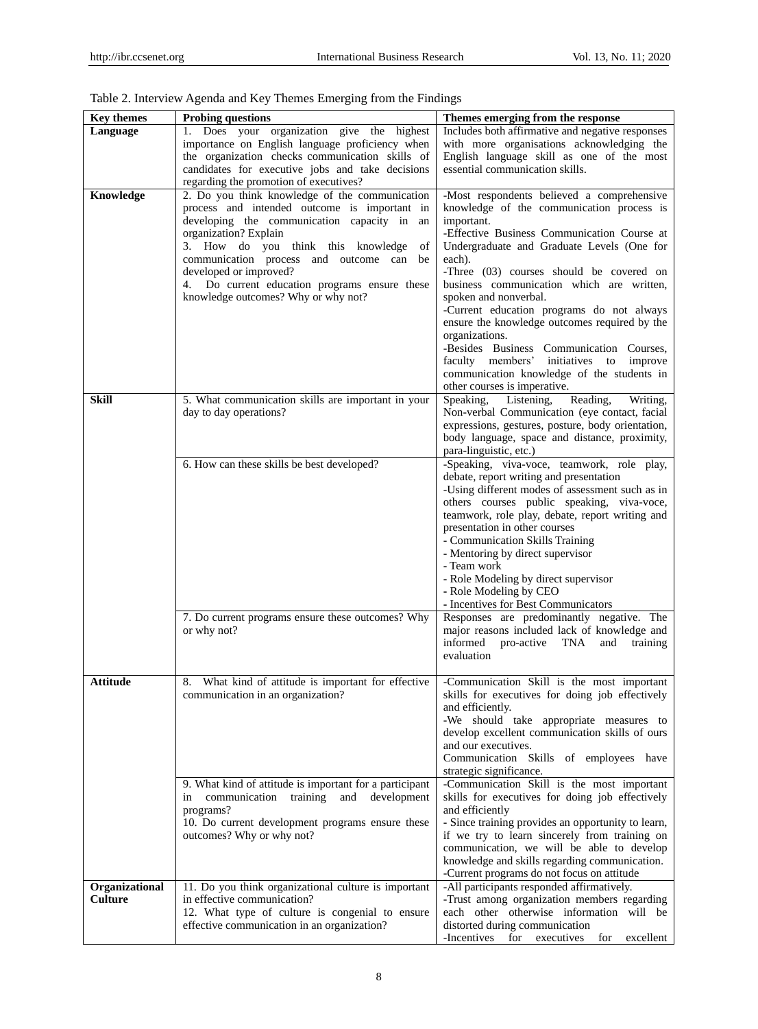Table 2. Interview Agenda and Key Themes Emerging from the Findings

| Key themes | Probing questions | Themes emerging from the response |
|---|---|---|
| **Language** | 1. Does your organization give the highest importance on English language proficiency when the organization checks communication skills of candidates for executive jobs and take decisions regarding the promotion of executives? | Includes both affirmative and negative responses with more organisations acknowledging the English language skill as one of the most essential communication skills. |
| **Knowledge** | 2. Do you think knowledge of the communication process and intended outcome is important in developing the communication capacity in an organization? Explain<br>3. How do you think this knowledge of communication process and outcome can be developed or improved?<br>4. Do current education programs ensure these knowledge outcomes? Why or why not? | -Most respondents believed a comprehensive knowledge of the communication process is important.<br>-Effective Business Communication Course at Undergraduate and Graduate Levels (One for each).<br>-Three (03) courses should be covered on business communication which are written, spoken and nonverbal.<br>-Current education programs do not always ensure the knowledge outcomes required by the organizations.<br>-Besides Business Communication Courses, faculty members' initiatives to improve communication knowledge of the students in other courses is imperative. |
| **Skill** | 5. What communication skills are important in your day to day operations? | Speaking, Listening, Reading, Writing, Non-verbal Communication (eye contact, facial expressions, gestures, posture, body orientation, body language, space and distance, proximity, para-linguistic, etc.) |
| | 6. How can these skills be best developed? | -Speaking, viva-voce, teamwork, role play, debate, report writing and presentation<br>-Using different modes of assessment such as in others courses public speaking, viva-voce, teamwork, role play, debate, report writing and presentation in other courses<br>- Communication Skills Training<br>- Mentoring by direct supervisor<br>- Team work<br>- Role Modeling by direct supervisor<br>- Role Modeling by CEO<br>- Incentives for Best Communicators |
| | 7. Do current programs ensure these outcomes? Why or why not? | Responses are predominantly negative. The major reasons included lack of knowledge and informed pro-active TNA and training evaluation |
| **Attitude** | 8. What kind of attitude is important for effective communication in an organization? | -Communication Skill is the most important skills for executives for doing job effectively and efficiently.<br>-We should take appropriate measures to develop excellent communication skills of ours and our executives.<br>Communication Skills of employees have strategic significance. |
| | 9. What kind of attitude is important for a participant in communication training and development programs?<br>10. Do current development programs ensure these outcomes? Why or why not? | -Communication Skill is the most important skills for executives for doing job effectively and efficiently<br>- Since training provides an opportunity to learn, if we try to learn sincerely from training on communication, we will be able to develop knowledge and skills regarding communication.<br>-Current programs do not focus on attitude |
| **Organizational Culture** | 11. Do you think organizational culture is important in effective communication?<br>12. What type of culture is congenial to ensure effective communication in an organization? | -All participants responded affirmatively.<br>-Trust among organization members regarding each other otherwise information will be distorted during communication<br>-Incentives for executives for excellent |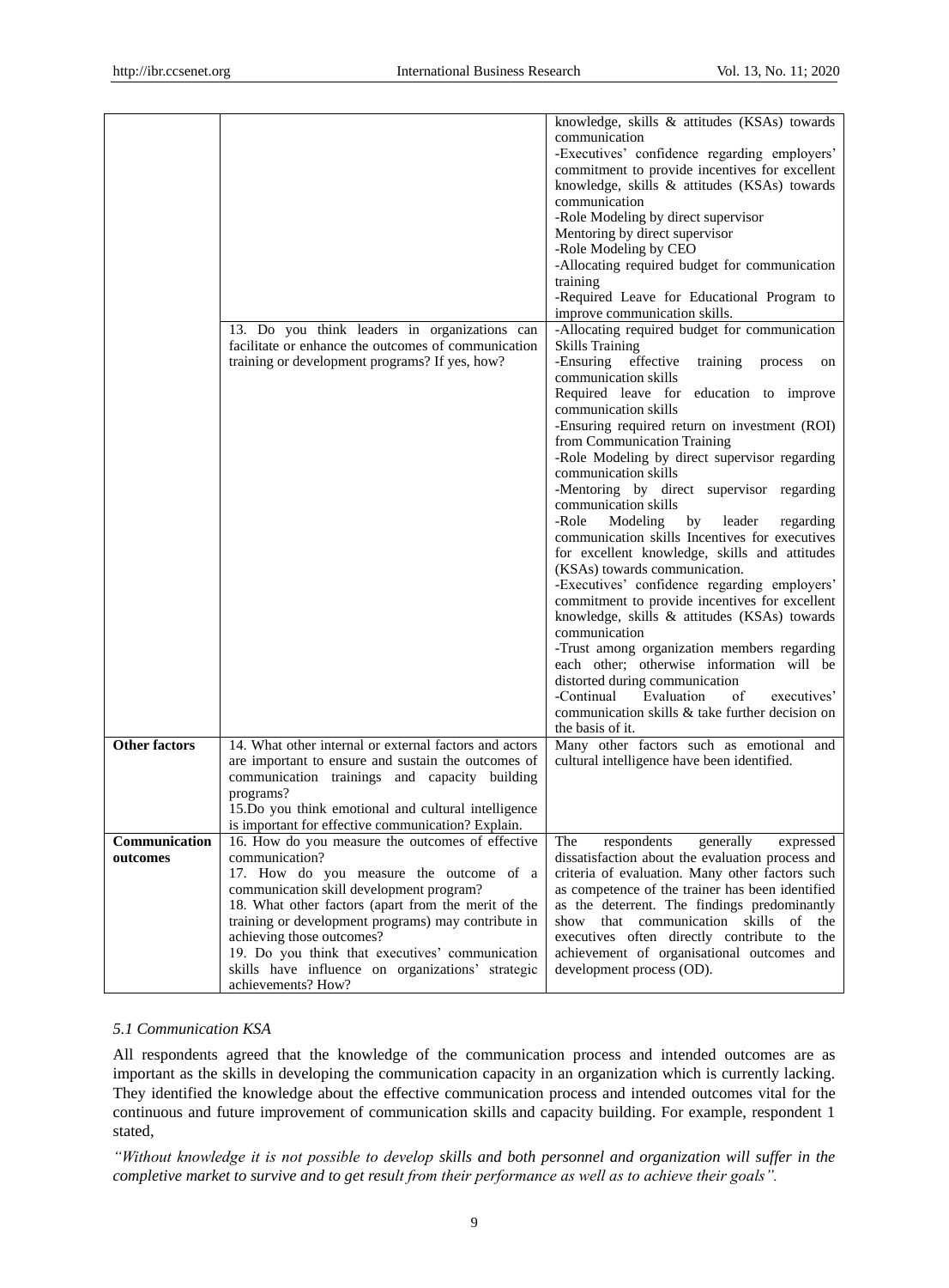| | | |
|---|---|---|
| | | knowledge, skills & attitudes (KSAs) towards communication<br>-Executives' confidence regarding employers' commitment to provide incentives for excellent knowledge, skills & attitudes (KSAs) towards communication<br>-Role Modeling by direct supervisor<br>Mentoring by direct supervisor<br>-Role Modeling by CEO<br>-Allocating required budget for communication training<br>-Required Leave for Educational Program to improve communication skills. |
| | 13. Do you think leaders in organizations can facilitate or enhance the outcomes of communication training or development programs? If yes, how? | -Allocating required budget for communication Skills Training<br>-Ensuring effective training process on communication skills<br>Required leave for education to improve communication skills<br>-Ensuring required return on investment (ROI) from Communication Training<br>-Role Modeling by direct supervisor regarding communication skills<br>-Mentoring by direct supervisor regarding communication skills<br>-Role Modeling by leader regarding communication skills Incentives for executives for excellent knowledge, skills and attitudes (KSAs) towards communication.<br>-Executives' confidence regarding employers' commitment to provide incentives for excellent knowledge, skills & attitudes (KSAs) towards communication<br>-Trust among organization members regarding each other; otherwise information will be distorted during communication<br>-Continual Evaluation of executives' communication skills & take further decision on the basis of it. |
| **Other factors** | 14. What other internal or external factors and actors are important to ensure and sustain the outcomes of communication trainings and capacity building programs?<br>15.Do you think emotional and cultural intelligence is important for effective communication? Explain. | Many other factors such as emotional and cultural intelligence have been identified. |
| **Communication outcomes** | 16. How do you measure the outcomes of effective communication?<br>17. How do you measure the outcome of a communication skill development program?<br>18. What other factors (apart from the merit of the training or development programs) may contribute in achieving those outcomes?<br>19. Do you think that executives' communication skills have influence on organizations' strategic achievements? How? | The respondents generally expressed dissatisfaction about the evaluation process and criteria of evaluation. Many other factors such as competence of the trainer has been identified as the deterrent. The findings predominantly show that communication skills of the executives often directly contribute to the achievement of organisational outcomes and development process (OD). |

### *5.1 Communication KSA*

All respondents agreed that the knowledge of the communication process and intended outcomes are as important as the skills in developing the communication capacity in an organization which is currently lacking. They identified the knowledge about the effective communication process and intended outcomes vital for the continuous and future improvement of communication skills and capacity building. For example, respondent 1 stated,

*"Without knowledge it is not possible to develop skills and both personnel and organization will suffer in the completive market to survive and to get result from their performance as well as to achieve their goals".*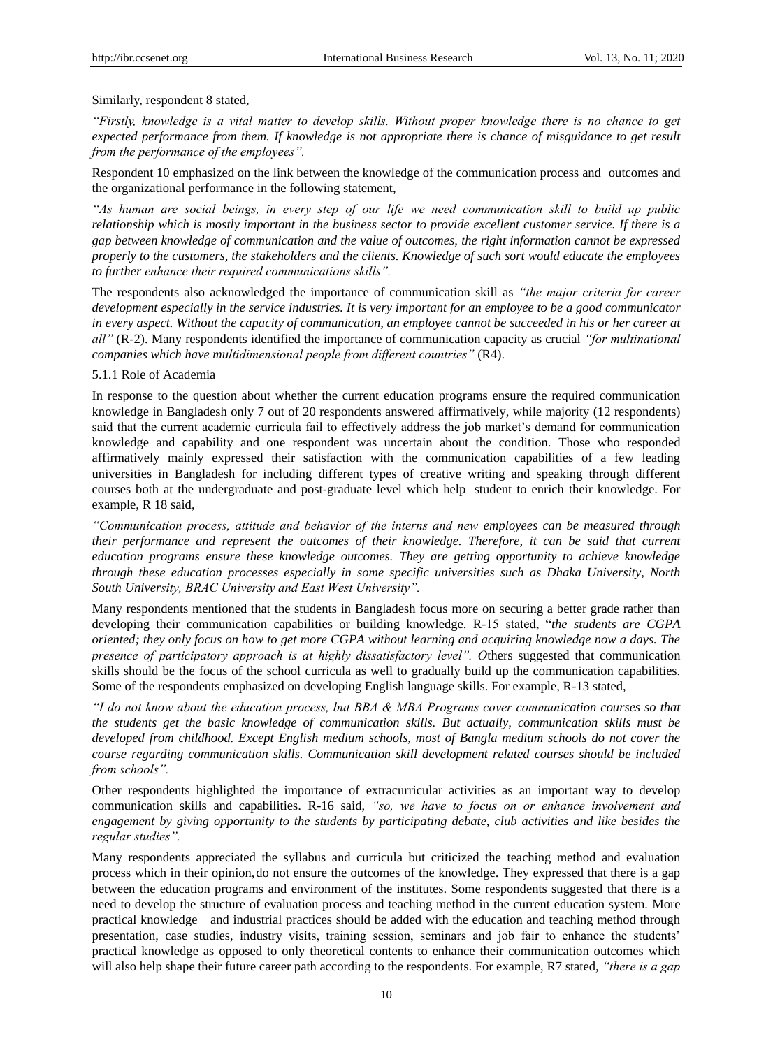Similarly, respondent 8 stated,

*"Firstly, knowledge is a vital matter to develop skills. Without proper knowledge there is no chance to get expected performance from them. If knowledge is not appropriate there is chance of misguidance to get result from the performance of the employees".*

Respondent 10 emphasized on the link between the knowledge of the communication process and outcomes and the organizational performance in the following statement,

*"As human are social beings, in every step of our life we need communication skill to build up public relationship which is mostly important in the business sector to provide excellent customer service. If there is a gap between knowledge of communication and the value of outcomes, the right information cannot be expressed properly to the customers, the stakeholders and the clients. Knowledge of such sort would educate the employees to further enhance their required communications skills".*

The respondents also acknowledged the importance of communication skill as *"the major criteria for career development especially in the service industries. It is very important for an employee to be a good communicator in every aspect. Without the capacity of communication, an employee cannot be succeeded in his or her career at all"* (R-2). Many respondents identified the importance of communication capacity as crucial *"for multinational companies which have multidimensional people from different countries"* (R4).

#### 5.1.1 Role of Academia

In response to the question about whether the current education programs ensure the required communication knowledge in Bangladesh only 7 out of 20 respondents answered affirmatively, while majority (12 respondents) said that the current academic curricula fail to effectively address the job market's demand for communication knowledge and capability and one respondent was uncertain about the condition. Those who responded affirmatively mainly expressed their satisfaction with the communication capabilities of a few leading universities in Bangladesh for including different types of creative writing and speaking through different courses both at the undergraduate and post-graduate level which help student to enrich their knowledge. For example, R 18 said,

*"Communication process, attitude and behavior of the interns and new employees can be measured through their performance and represent the outcomes of their knowledge. Therefore, it can be said that current education programs ensure these knowledge outcomes. They are getting opportunity to achieve knowledge through these education processes especially in some specific universities such as Dhaka University, North South University, BRAC University and East West University".*

Many respondents mentioned that the students in Bangladesh focus more on securing a better grade rather than developing their communication capabilities or building knowledge. R-15 stated, "*the students are CGPA oriented; they only focus on how to get more CGPA without learning and acquiring knowledge now a days. The presence of participatory approach is at highly dissatisfactory level". O*thers suggested that communication skills should be the focus of the school curricula as well to gradually build up the communication capabilities. Some of the respondents emphasized on developing English language skills. For example, R-13 stated,

*"I do not know about the education process, but BBA & MBA Programs cover communication courses so that the students get the basic knowledge of communication skills. But actually, communication skills must be developed from childhood. Except English medium schools, most of Bangla medium schools do not cover the course regarding communication skills. Communication skill development related courses should be included from schools".*

Other respondents highlighted the importance of extracurricular activities as an important way to develop communication skills and capabilities. R-16 said, *"so, we have to focus on or enhance involvement and engagement by giving opportunity to the students by participating debate, club activities and like besides the regular studies".*

Many respondents appreciated the syllabus and curricula but criticized the teaching method and evaluation process which in their opinion, do not ensure the outcomes of the knowledge. They expressed that there is a gap between the education programs and environment of the institutes. Some respondents suggested that there is a need to develop the structure of evaluation process and teaching method in the current education system. More practical knowledge and industrial practices should be added with the education and teaching method through presentation, case studies, industry visits, training session, seminars and job fair to enhance the students' practical knowledge as opposed to only theoretical contents to enhance their communication outcomes which will also help shape their future career path according to the respondents. For example, R7 stated, *"there is a gap*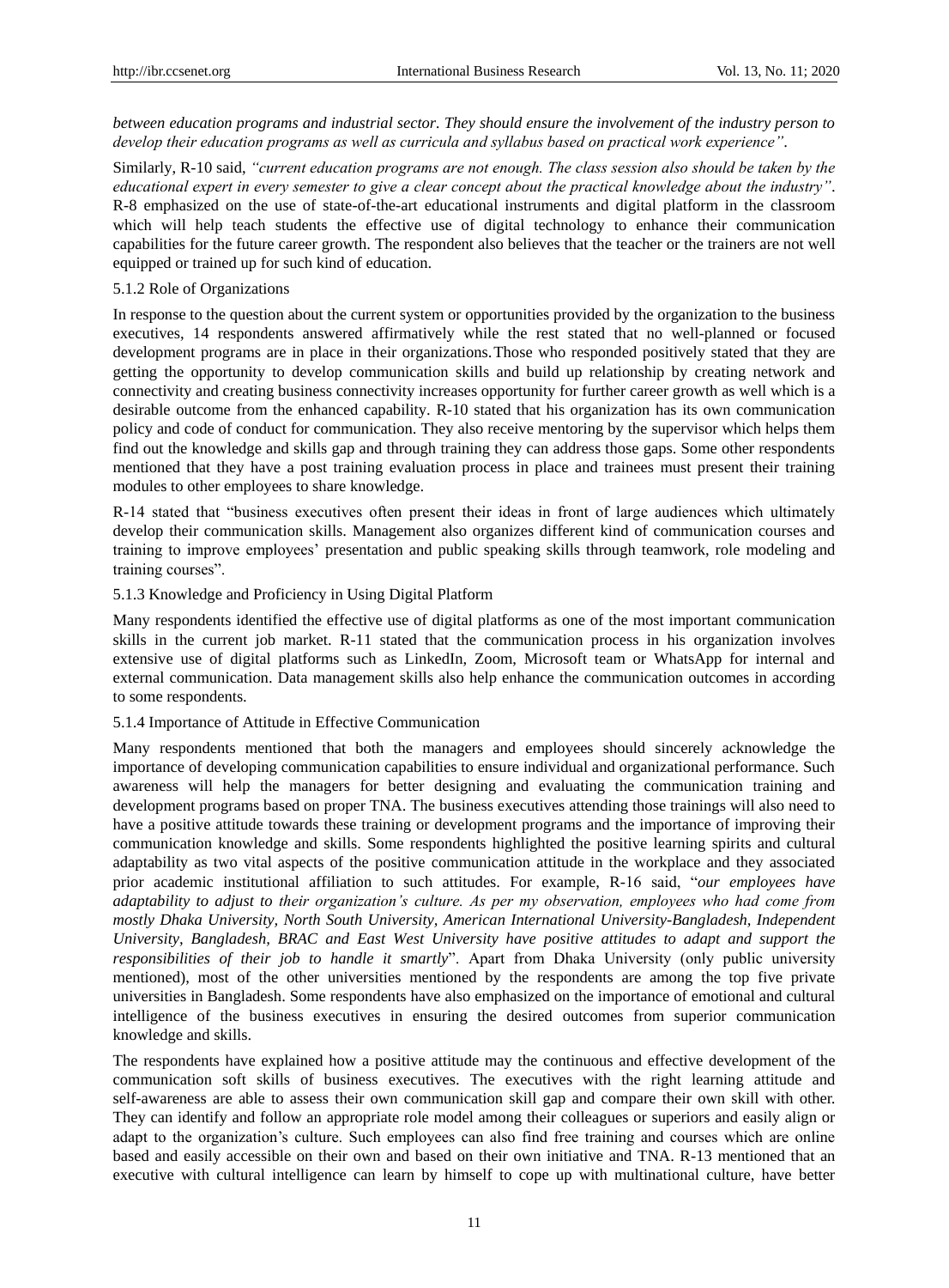*between education programs and industrial sector. They should ensure the involvement of the industry person to develop their education programs as well as curricula and syllabus based on practical work experience".*

Similarly, R-10 said, *"current education programs are not enough. The class session also should be taken by the educational expert in every semester to give a clear concept about the practical knowledge about the industry"*. R-8 emphasized on the use of state-of-the-art educational instruments and digital platform in the classroom which will help teach students the effective use of digital technology to enhance their communication capabilities for the future career growth. The respondent also believes that the teacher or the trainers are not well equipped or trained up for such kind of education.

#### 5.1.2 Role of Organizations

In response to the question about the current system or opportunities provided by the organization to the business executives, 14 respondents answered affirmatively while the rest stated that no well-planned or focused development programs are in place in their organizations. Those who responded positively stated that they are getting the opportunity to develop communication skills and build up relationship by creating network and connectivity and creating business connectivity increases opportunity for further career growth as well which is a desirable outcome from the enhanced capability. R-10 stated that his organization has its own communication policy and code of conduct for communication. They also receive mentoring by the supervisor which helps them find out the knowledge and skills gap and through training they can address those gaps. Some other respondents mentioned that they have a post training evaluation process in place and trainees must present their training modules to other employees to share knowledge.

R-14 stated that "business executives often present their ideas in front of large audiences which ultimately develop their communication skills. Management also organizes different kind of communication courses and training to improve employees' presentation and public speaking skills through teamwork, role modeling and training courses".

#### 5.1.3 Knowledge and Proficiency in Using Digital Platform

Many respondents identified the effective use of digital platforms as one of the most important communication skills in the current job market. R-11 stated that the communication process in his organization involves extensive use of digital platforms such as LinkedIn, Zoom, Microsoft team or WhatsApp for internal and external communication. Data management skills also help enhance the communication outcomes in according to some respondents.

#### 5.1.4 Importance of Attitude in Effective Communication

Many respondents mentioned that both the managers and employees should sincerely acknowledge the importance of developing communication capabilities to ensure individual and organizational performance. Such awareness will help the managers for better designing and evaluating the communication training and development programs based on proper TNA. The business executives attending those trainings will also need to have a positive attitude towards these training or development programs and the importance of improving their communication knowledge and skills. Some respondents highlighted the positive learning spirits and cultural adaptability as two vital aspects of the positive communication attitude in the workplace and they associated prior academic institutional affiliation to such attitudes. For example, R-16 said, "*our employees have adaptability to adjust to their organization's culture. As per my observation, employees who had come from mostly Dhaka University, North South University, American International University-Bangladesh, Independent University, Bangladesh, BRAC and East West University have positive attitudes to adapt and support the responsibilities of their job to handle it smartly*". Apart from Dhaka University (only public university mentioned), most of the other universities mentioned by the respondents are among the top five private universities in Bangladesh. Some respondents have also emphasized on the importance of emotional and cultural intelligence of the business executives in ensuring the desired outcomes from superior communication knowledge and skills.

The respondents have explained how a positive attitude may the continuous and effective development of the communication soft skills of business executives. The executives with the right learning attitude and self-awareness are able to assess their own communication skill gap and compare their own skill with other. They can identify and follow an appropriate role model among their colleagues or superiors and easily align or adapt to the organization's culture. Such employees can also find free training and courses which are online based and easily accessible on their own and based on their own initiative and TNA. R-13 mentioned that an executive with cultural intelligence can learn by himself to cope up with multinational culture, have better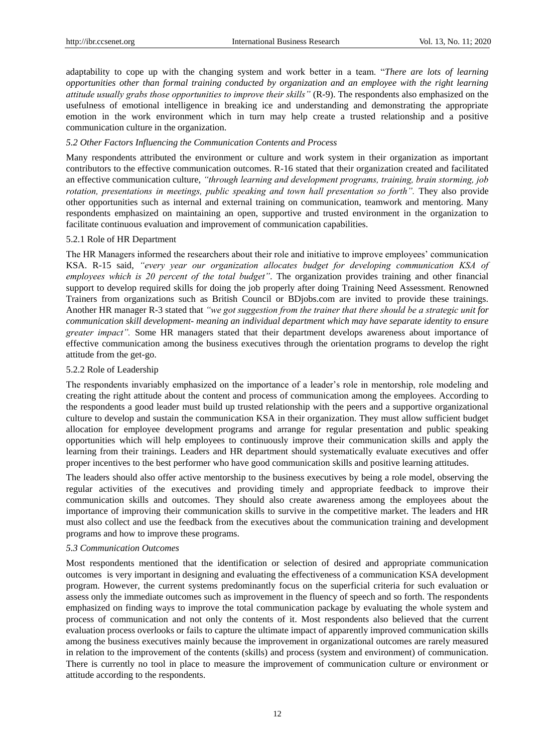adaptability to cope up with the changing system and work better in a team. "*There are lots of learning opportunities other than formal training conducted by organization and an employee with the right learning attitude usually grabs those opportunities to improve their skills*" (R-9). The respondents also emphasized on the usefulness of emotional intelligence in breaking ice and understanding and demonstrating the appropriate emotion in the work environment which in turn may help create a trusted relationship and a positive communication culture in the organization.

### *5.2 Other Factors Influencing the Communication Contents and Process*

Many respondents attributed the environment or culture and work system in their organization as important contributors to the effective communication outcomes. R-16 stated that their organization created and facilitated an effective communication culture, *"through learning and development programs, training, brain storming, job rotation, presentations in meetings, public speaking and town hall presentation so forth".* They also provide other opportunities such as internal and external training on communication, teamwork and mentoring. Many respondents emphasized on maintaining an open, supportive and trusted environment in the organization to facilitate continuous evaluation and improvement of communication capabilities.

#### 5.2.1 Role of HR Department

The HR Managers informed the researchers about their role and initiative to improve employees' communication KSA. R-15 said, *"every year our organization allocates budget for developing communication KSA of employees which is 20 percent of the total budget"*. The organization provides training and other financial support to develop required skills for doing the job properly after doing Training Need Assessment. Renowned Trainers from organizations such as British Council or BDjobs.com are invited to provide these trainings. Another HR manager R-3 stated that *"we got suggestion from the trainer that there should be a strategic unit for communication skill development- meaning an individual department which may have separate identity to ensure greater impact".* Some HR managers stated that their department develops awareness about importance of effective communication among the business executives through the orientation programs to develop the right attitude from the get-go.

#### 5.2.2 Role of Leadership

The respondents invariably emphasized on the importance of a leader's role in mentorship, role modeling and creating the right attitude about the content and process of communication among the employees. According to the respondents a good leader must build up trusted relationship with the peers and a supportive organizational culture to develop and sustain the communication KSA in their organization. They must allow sufficient budget allocation for employee development programs and arrange for regular presentation and public speaking opportunities which will help employees to continuously improve their communication skills and apply the learning from their trainings. Leaders and HR department should systematically evaluate executives and offer proper incentives to the best performer who have good communication skills and positive learning attitudes.

The leaders should also offer active mentorship to the business executives by being a role model, observing the regular activities of the executives and providing timely and appropriate feedback to improve their communication skills and outcomes. They should also create awareness among the employees about the importance of improving their communication skills to survive in the competitive market. The leaders and HR must also collect and use the feedback from the executives about the communication training and development programs and how to improve these programs.

### *5.3 Communication Outcomes*

Most respondents mentioned that the identification or selection of desired and appropriate communication outcomes is very important in designing and evaluating the effectiveness of a communication KSA development program. However, the current systems predominantly focus on the superficial criteria for such evaluation or assess only the immediate outcomes such as improvement in the fluency of speech and so forth. The respondents emphasized on finding ways to improve the total communication package by evaluating the whole system and process of communication and not only the contents of it. Most respondents also believed that the current evaluation process overlooks or fails to capture the ultimate impact of apparently improved communication skills among the business executives mainly because the improvement in organizational outcomes are rarely measured in relation to the improvement of the contents (skills) and process (system and environment) of communication. There is currently no tool in place to measure the improvement of communication culture or environment or attitude according to the respondents.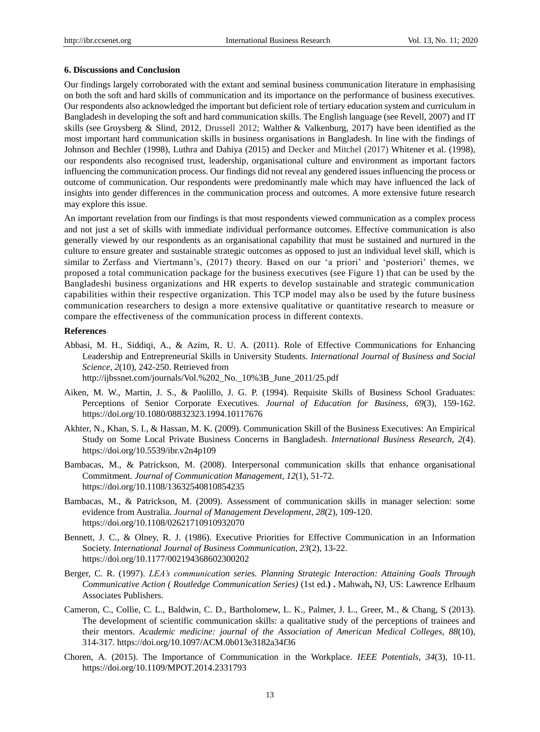### 6. Discussions and Conclusion

Our findings largely corroborated with the extant and seminal business communication literature in emphasising on both the soft and hard skills of communication and its importance on the performance of business executives. Our respondents also acknowledged the important but deficient role of tertiary education system and curriculum in Bangladesh in developing the soft and hard communication skills. The English language (see Revell, 2007) and IT skills (see Groysberg & Slind, 2012, Drussell 2012; Walther & Valkenburg, 2017) have been identified as the most important hard communication skills in business organisations in Bangladesh. In line with the findings of Johnson and Bechler (1998), Luthra and Dahiya (2015) and Decker and Mitchel (2017) Whitener et al. (1998), our respondents also recognised trust, leadership, organisational culture and environment as important factors influencing the communication process. Our findings did not reveal any gendered issues influencing the process or outcome of communication. Our respondents were predominantly male which may have influenced the lack of insights into gender differences in the communication process and outcomes. A more extensive future research may explore this issue.

An important revelation from our findings is that most respondents viewed communication as a complex process and not just a set of skills with immediate individual performance outcomes. Effective communication is also generally viewed by our respondents as an organisational capability that must be sustained and nurtured in the culture to ensure greater and sustainable strategic outcomes as opposed to just an individual level skill, which is similar to Zerfass and Viertmann's, (2017) theory. Based on our 'a priori' and 'posteriori' themes, we proposed a total communication package for the business executives (see Figure 1) that can be used by the Bangladeshi business organizations and HR experts to develop sustainable and strategic communication capabilities within their respective organization. This TCP model may also be used by the future business communication researchers to design a more extensive qualitative or quantitative research to measure or compare the effectiveness of the communication process in different contexts.

### References

Abbasi, M. H., Siddiqi, A., & Azim, R. U. A. (2011). Role of Effective Communications for Enhancing Leadership and Entrepreneurial Skills in University Students. *International Journal of Business and Social Science, 2*(10), 242-250. Retrieved from http://ijbssnet.com/journals/Vol.%202_No._10%3B_June_2011/25.pdf

Aiken, M. W., Martin, J. S., & Paolillo, J. G. P. (1994). Requisite Skills of Business School Graduates: Perceptions of Senior Corporate Executives. *Journal of Education for Business, 69*(3), 159-162. https://doi.org/10.1080/08832323.1994.10117676

Akhter, N., Khan, S. I., & Hassan, M. K. (2009). Communication Skill of the Business Executives: An Empirical Study on Some Local Private Business Concerns in Bangladesh. *International Business Research, 2*(4). https://doi.org/10.5539/ibr.v2n4p109

Bambacas, M., & Patrickson, M. (2008). Interpersonal communication skills that enhance organisational Commitment. *Journal of Communication Management, 12*(1), 51-72. https://doi.org/10.1108/13632540810854235

Bambacas, M., & Patrickson, M. (2009). Assessment of communication skills in manager selection: some evidence from Australia. *Journal of Management Development, 28*(2), 109-120. https://doi.org/10.1108/02621710910932070

Bennett, J. C., & Olney, R. J. (1986). Executive Priorities for Effective Communication in an Information Society. *International Journal of Business Communication, 23*(2), 13-22. https://doi.org/10.1177/002194368602300202

Berger, C. R. (1997). *LEA's communication series. Planning Strategic Interaction: Attaining Goals Through Communicative Action ( Routledge Communication Series)* (1st ed.**)** **.** Mahwah**,** NJ, US: Lawrence Erlbaum Associates Publishers.

Cameron, C., Collie, C. L., Baldwin, C. D., Bartholomew, L. K., Palmer, J. L., Greer, M., & Chang, S (2013). The development of scientific communication skills: a qualitative study of the perceptions of trainees and their mentors. *Academic medicine: journal of the Association of American Medical Colleges, 88*(10), 314-317. https://doi.org/10.1097/ACM.0b013e3182a34f36

Choren, A. (2015). The Importance of Communication in the Workplace. *IEEE Potentials, 34*(3), 10-11. https://doi.org/10.1109/MPOT.2014.2331793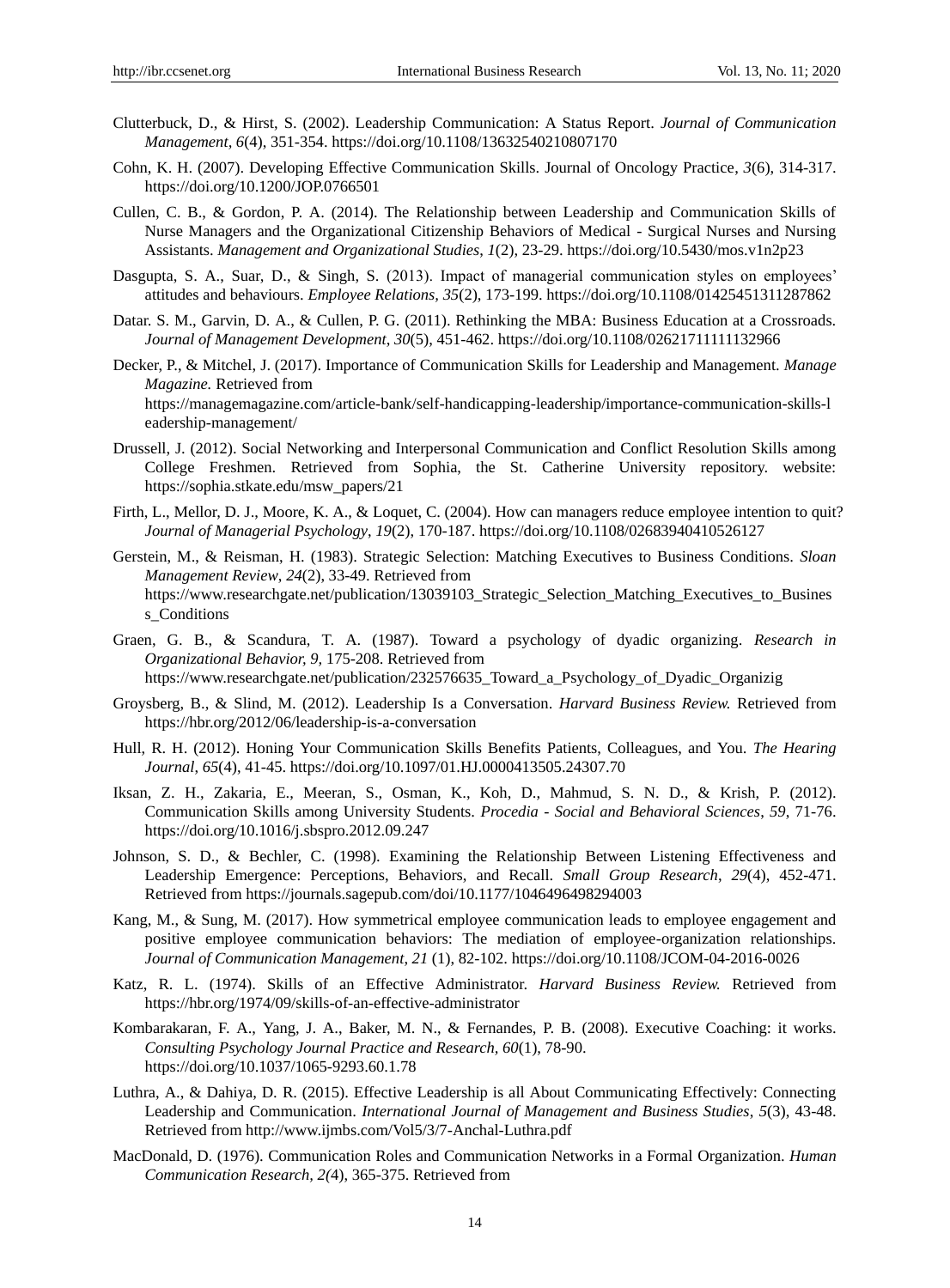Clutterbuck, D., & Hirst, S. (2002). Leadership Communication: A Status Report. *Journal of Communication Management, 6*(4), 351-354. https://doi.org/10.1108/13632540210807170

Cohn, K. H. (2007). Developing Effective Communication Skills. Journal of Oncology Practice, *3*(6), 314-317. https://doi.org/10.1200/JOP.0766501

Cullen, C. B., & Gordon, P. A. (2014). The Relationship between Leadership and Communication Skills of Nurse Managers and the Organizational Citizenship Behaviors of Medical - Surgical Nurses and Nursing Assistants. *Management and Organizational Studies, 1*(2), 23-29. https://doi.org/10.5430/mos.v1n2p23

Dasgupta, S. A., Suar, D., & Singh, S. (2013). Impact of managerial communication styles on employees' attitudes and behaviours. *Employee Relations, 35*(2), 173-199. https://doi.org/10.1108/01425451311287862

Datar. S. M., Garvin, D. A., & Cullen, P. G. (2011). Rethinking the MBA: Business Education at a Crossroads. *Journal of Management Development, 30*(5), 451-462. https://doi.org/10.1108/02621711111132966

Decker, P., & Mitchel, J. (2017). Importance of Communication Skills for Leadership and Management. *Manage Magazine.* Retrieved from https://managemagazine.com/article-bank/self-handicapping-leadership/importance-communication-skills-leadership-management/

Drussell, J. (2012). Social Networking and Interpersonal Communication and Conflict Resolution Skills among College Freshmen. Retrieved from Sophia, the St. Catherine University repository. website: https://sophia.stkate.edu/msw_papers/21

Firth, L., Mellor, D. J., Moore, K. A., & Loquet, C. (2004). How can managers reduce employee intention to quit? *Journal of Managerial Psychology, 19*(2), 170-187. https://doi.org/10.1108/02683940410526127

Gerstein, M., & Reisman, H. (1983). Strategic Selection: Matching Executives to Business Conditions. *Sloan Management Review, 24*(2), 33-49. Retrieved from https://www.researchgate.net/publication/13039103_Strategic_Selection_Matching_Executives_to_Business_Conditions

Graen, G. B., & Scandura, T. A. (1987). Toward a psychology of dyadic organizing. *Research in Organizational Behavior, 9,* 175-208. Retrieved from https://www.researchgate.net/publication/232576635_Toward_a_Psychology_of_Dyadic_Organizig

Groysberg, B., & Slind, M. (2012). Leadership Is a Conversation. *Harvard Business Review.* Retrieved from https://hbr.org/2012/06/leadership-is-a-conversation

Hull, R. H. (2012). Honing Your Communication Skills Benefits Patients, Colleagues, and You. *The Hearing Journal, 65*(4), 41-45. https://doi.org/10.1097/01.HJ.0000413505.24307.70

Iksan, Z. H., Zakaria, E., Meeran, S., Osman, K., Koh, D., Mahmud, S. N. D., & Krish, P. (2012). Communication Skills among University Students. *Procedia - Social and Behavioral Sciences, 59,* 71-76. https://doi.org/10.1016/j.sbspro.2012.09.247

Johnson, S. D., & Bechler, C. (1998). Examining the Relationship Between Listening Effectiveness and Leadership Emergence: Perceptions, Behaviors, and Recall. *Small Group Research, 29*(4), 452-471. Retrieved from https://journals.sagepub.com/doi/10.1177/1046496498294003

Kang, M., & Sung, M. (2017). How symmetrical employee communication leads to employee engagement and positive employee communication behaviors: The mediation of employee-organization relationships. *Journal of Communication Management, 21* (1), 82-102. https://doi.org/10.1108/JCOM-04-2016-0026

Katz, R. L. (1974). Skills of an Effective Administrator. *Harvard Business Review.* Retrieved from https://hbr.org/1974/09/skills-of-an-effective-administrator

Kombarakaran, F. A., Yang, J. A., Baker, M. N., & Fernandes, P. B. (2008). Executive Coaching: it works. *Consulting Psychology Journal Practice and Research, 60*(1), 78-90. https://doi.org/10.1037/1065-9293.60.1.78

Luthra, A., & Dahiya, D. R. (2015). Effective Leadership is all About Communicating Effectively: Connecting Leadership and Communication. *International Journal of Management and Business Studies, 5*(3), 43-48. Retrieved from http://www.ijmbs.com/Vol5/3/7-Anchal-Luthra.pdf

MacDonald, D. (1976). Communication Roles and Communication Networks in a Formal Organization. *Human Communication Research, 2(*4), 365-375. Retrieved from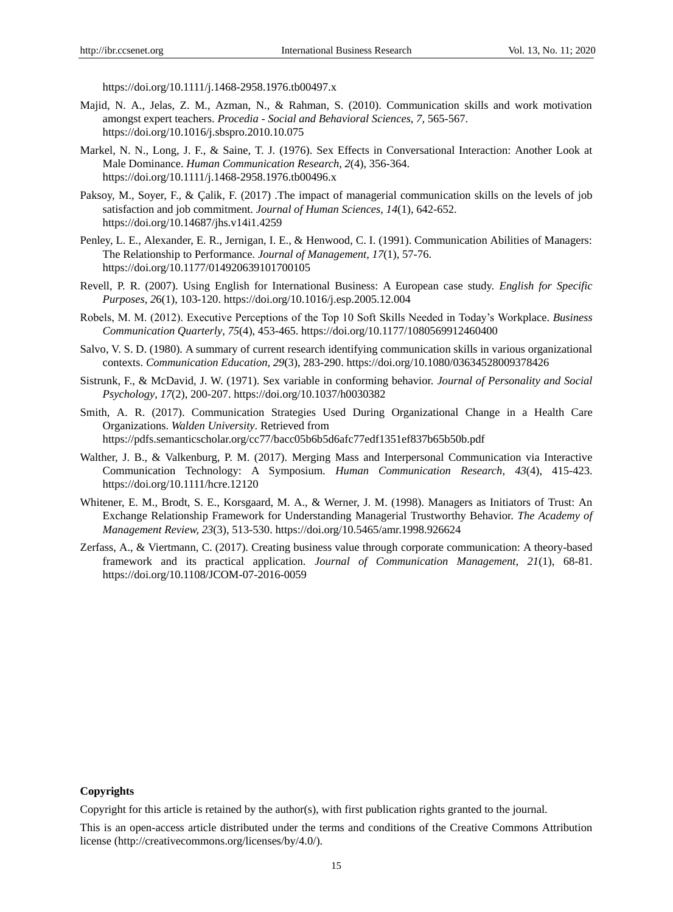https://doi.org/10.1111/j.1468-2958.1976.tb00497.x

Majid, N. A., Jelas, Z. M., Azman, N., & Rahman, S. (2010). Communication skills and work motivation amongst expert teachers. *Procedia - Social and Behavioral Sciences*, *7*, 565-567. https://doi.org/10.1016/j.sbspro.2010.10.075

Markel, N. N., Long, J. F., & Saine, T. J. (1976). Sex Effects in Conversational Interaction: Another Look at Male Dominance. *Human Communication Research*, *2*(4), 356-364. https://doi.org/10.1111/j.1468-2958.1976.tb00496.x

Paksoy, M., Soyer, F., & Çalik, F. (2017) .The impact of managerial communication skills on the levels of job satisfaction and job commitment. *Journal of Human Sciences*, *14*(1), 642-652. https://doi.org/10.14687/jhs.v14i1.4259

Penley, L. E., Alexander, E. R., Jernigan, I. E., & Henwood, C. I. (1991). Communication Abilities of Managers: The Relationship to Performance. *Journal of Management*, *17*(1), 57-76. https://doi.org/10.1177/014920639101700105

Revell, P. R. (2007). Using English for International Business: A European case study. *English for Specific Purposes*, *2*6(1), 103-120. https://doi.org/10.1016/j.esp.2005.12.004

Robels, M. M. (2012). Executive Perceptions of the Top 10 Soft Skills Needed in Today's Workplace. *Business Communication Quarterly*, *75*(4), 453-465. https://doi.org/10.1177/1080569912460400

Salvo, V. S. D. (1980). A summary of current research identifying communication skills in various organizational contexts. *Communication Education*, *29*(3), 283-290. https://doi.org/10.1080/03634528009378426

Sistrunk, F., & McDavid, J. W. (1971). Sex variable in conforming behavior. *Journal of Personality and Social Psychology*, *17*(2), 200-207. https://doi.org/10.1037/h0030382

Smith, A. R. (2017). Communication Strategies Used During Organizational Change in a Health Care Organizations. *Walden University*. Retrieved from https://pdfs.semanticscholar.org/cc77/bacc05b6b5d6afc77edf1351ef837b65b50b.pdf

Walther, J. B., & Valkenburg, P. M. (2017). Merging Mass and Interpersonal Communication via Interactive Communication Technology: A Symposium. *Human Communication Research*, *43*(4), 415-423. https://doi.org/10.1111/hcre.12120

Whitener, E. M., Brodt, S. E., Korsgaard, M. A., & Werner, J. M. (1998). Managers as Initiators of Trust: An Exchange Relationship Framework for Understanding Managerial Trustworthy Behavior. *The Academy of Management Review, 23*(3), 513-530. https://doi.org/10.5465/amr.1998.926624

Zerfass, A., & Viertmann, C. (2017). Creating business value through corporate communication: A theory-based framework and its practical application. *Journal of Communication Management*, *21*(1), 68-81. https://doi.org/10.1108/JCOM-07-2016-0059

**Copyrights**

Copyright for this article is retained by the author(s), with first publication rights granted to the journal.

This is an open-access article distributed under the terms and conditions of the Creative Commons Attribution license (http://creativecommons.org/licenses/by/4.0/).